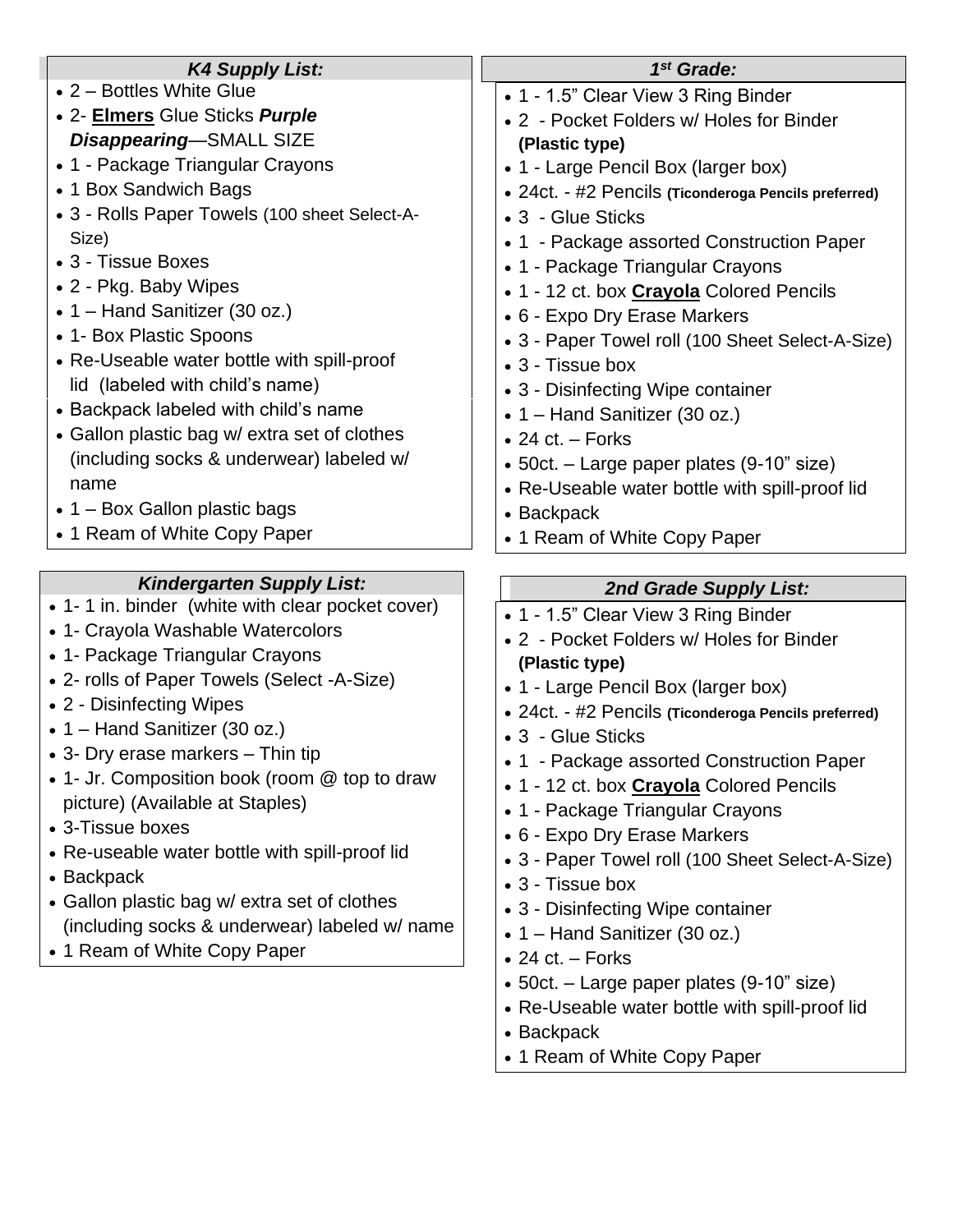### *K4 Supply List:*

- 2 – Bottles White Glue
- 2- **Elmers** Glue Sticks ***Purple Disappearing***—SMALL SIZE
- 1 - Package Triangular Crayons
- 1 Box Sandwich Bags
- 3 - Rolls Paper Towels (100 sheet Select-A-Size)
- 3 - Tissue Boxes
- 2 - Pkg. Baby Wipes
- 1 – Hand Sanitizer (30 oz.)
- 1- Box Plastic Spoons
- Re-Useable water bottle with spill-proof lid (labeled with child's name)
- Backpack labeled with child's name
- Gallon plastic bag w/ extra set of clothes (including socks & underwear) labeled w/ name
- 1 – Box Gallon plastic bags
- 1 Ream of White Copy Paper

### *Kindergarten Supply List:*

- 1- 1 in. binder (white with clear pocket cover)
- 1- Crayola Washable Watercolors
- 1- Package Triangular Crayons
- 2- rolls of Paper Towels (Select -A-Size)
- 2 - Disinfecting Wipes
- 1 – Hand Sanitizer (30 oz.)
- 3- Dry erase markers – Thin tip
- 1- Jr. Composition book (room @ top to draw picture) (Available at Staples)
- 3-Tissue boxes
- Re-useable water bottle with spill-proof lid
- Backpack
- Gallon plastic bag w/ extra set of clothes (including socks & underwear) labeled w/ name
- 1 Ream of White Copy Paper

### *1st Grade:*

- 1 - 1.5" Clear View 3 Ring Binder
- 2 - Pocket Folders w/ Holes for Binder **(Plastic type)**
- 1 - Large Pencil Box (larger box)
- 24ct. - #2 Pencils **(Ticonderoga Pencils preferred)**
- 3 - Glue Sticks
- 1 - Package assorted Construction Paper
- 1 - Package Triangular Crayons
- 1 - 12 ct. box **Crayola** Colored Pencils
- 6 - Expo Dry Erase Markers
- 3 - Paper Towel roll (100 Sheet Select-A-Size)
- 3 - Tissue box
- 3 - Disinfecting Wipe container
- 1 – Hand Sanitizer (30 oz.)
- 24 ct. – Forks
- 50ct. – Large paper plates (9-10" size)
- Re-Useable water bottle with spill-proof lid
- Backpack
- 1 Ream of White Copy Paper

### *2nd Grade Supply List:*

- 1 - 1.5" Clear View 3 Ring Binder
- 2 - Pocket Folders w/ Holes for Binder **(Plastic type)**
- 1 - Large Pencil Box (larger box)
- 24ct. - #2 Pencils **(Ticonderoga Pencils preferred)**
- 3 - Glue Sticks
- 1 - Package assorted Construction Paper
- 1 - 12 ct. box **Crayola** Colored Pencils
- 1 - Package Triangular Crayons
- 6 - Expo Dry Erase Markers
- 3 - Paper Towel roll (100 Sheet Select-A-Size)
- 3 - Tissue box
- 3 - Disinfecting Wipe container
- 1 – Hand Sanitizer (30 oz.)
- 24 ct. – Forks
- 50ct. – Large paper plates (9-10" size)
- Re-Useable water bottle with spill-proof lid
- Backpack
- 1 Ream of White Copy Paper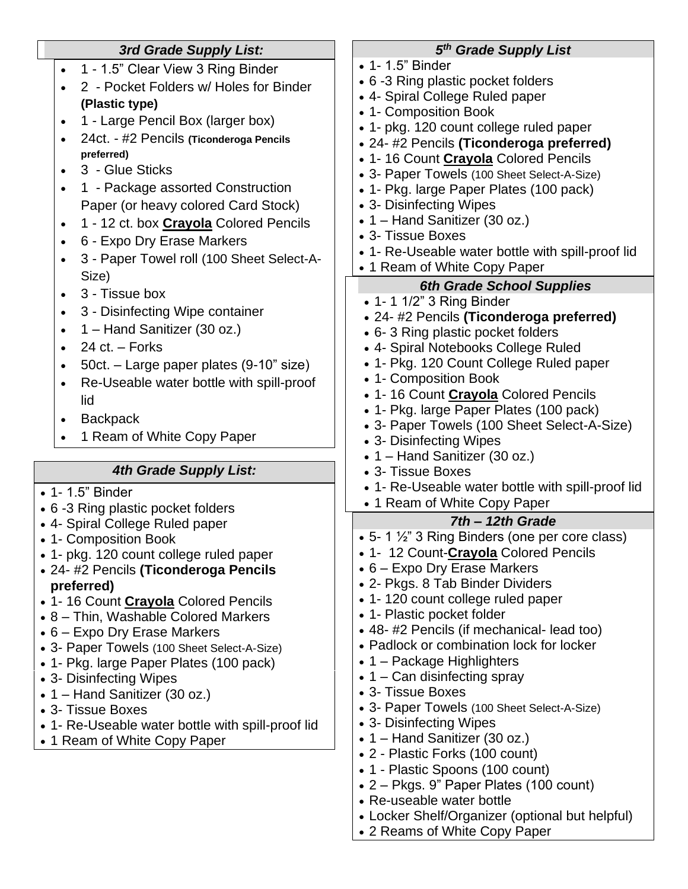### *3rd Grade Supply List:*

- 1 - 1.5" Clear View 3 Ring Binder
- 2 - Pocket Folders w/ Holes for Binder **(Plastic type)**
- 1 - Large Pencil Box (larger box)
- 24ct. - #2 Pencils **(Ticonderoga Pencils preferred)**
- 3 - Glue Sticks
- 1 - Package assorted Construction Paper (or heavy colored Card Stock)
- 1 - 12 ct. box **Crayola** Colored Pencils
- 6 - Expo Dry Erase Markers
- 3 - Paper Towel roll (100 Sheet Select-A-Size)
- 3 - Tissue box
- 3 - Disinfecting Wipe container
- 1 – Hand Sanitizer (30 oz.)
- 24 ct. – Forks
- 50ct. – Large paper plates (9-10" size)
- Re-Useable water bottle with spill-proof lid
- Backpack
- 1 Ream of White Copy Paper

### *4th Grade Supply List:*

- 1- 1.5" Binder
- 6 -3 Ring plastic pocket folders
- 4- Spiral College Ruled paper
- 1- Composition Book
- 1- pkg. 120 count college ruled paper
- 24- #2 Pencils **(Ticonderoga Pencils preferred)**
- 1- 16 Count **Crayola** Colored Pencils
- 8 – Thin, Washable Colored Markers
- 6 – Expo Dry Erase Markers
- 3- Paper Towels (100 Sheet Select-A-Size)
- 1- Pkg. large Paper Plates (100 pack)
- 3- Disinfecting Wipes
- 1 – Hand Sanitizer (30 oz.)
- 3- Tissue Boxes
- 1- Re-Useable water bottle with spill-proof lid
- 1 Ream of White Copy Paper

### *5th Grade Supply List*

- 1- 1.5" Binder
- 6 -3 Ring plastic pocket folders
- 4- Spiral College Ruled paper
- 1- Composition Book
- 1- pkg. 120 count college ruled paper
- 24- #2 Pencils **(Ticonderoga preferred)**
- 1- 16 Count **Crayola** Colored Pencils
- 3- Paper Towels (100 Sheet Select-A-Size)
- 1- Pkg. large Paper Plates (100 pack)
- 3- Disinfecting Wipes
- 1 – Hand Sanitizer (30 oz.)
- 3- Tissue Boxes
- 1- Re-Useable water bottle with spill-proof lid
- 1 Ream of White Copy Paper

### *6th Grade School Supplies*

- 1- 1 1/2" 3 Ring Binder
- 24- #2 Pencils **(Ticonderoga preferred)**
- 6- 3 Ring plastic pocket folders
- 4- Spiral Notebooks College Ruled
- 1- Pkg. 120 Count College Ruled paper
- 1- Composition Book
- 1- 16 Count **Crayola** Colored Pencils
- 1- Pkg. large Paper Plates (100 pack)
- 3- Paper Towels (100 Sheet Select-A-Size)
- 3- Disinfecting Wipes
- 1 – Hand Sanitizer (30 oz.)
- 3- Tissue Boxes
- 1- Re-Useable water bottle with spill-proof lid
- 1 Ream of White Copy Paper

### *7th – 12th Grade*

- 5- 1 ½" 3 Ring Binders (one per core class)
- 1- 12 Count-**Crayola** Colored Pencils
- 6 – Expo Dry Erase Markers
- 2- Pkgs. 8 Tab Binder Dividers
- 1- 120 count college ruled paper
- 1- Plastic pocket folder
- 48- #2 Pencils (if mechanical- lead too)
- Padlock or combination lock for locker
- 1 – Package Highlighters
- 1 – Can disinfecting spray
- 3- Tissue Boxes
- 3- Paper Towels (100 Sheet Select-A-Size)
- 3- Disinfecting Wipes
- 1 – Hand Sanitizer (30 oz.)
- 2 - Plastic Forks (100 count)
- 1 - Plastic Spoons (100 count)
- 2 – Pkgs. 9" Paper Plates (100 count)
- Re-useable water bottle
- Locker Shelf/Organizer (optional but helpful)
- 2 Reams of White Copy Paper